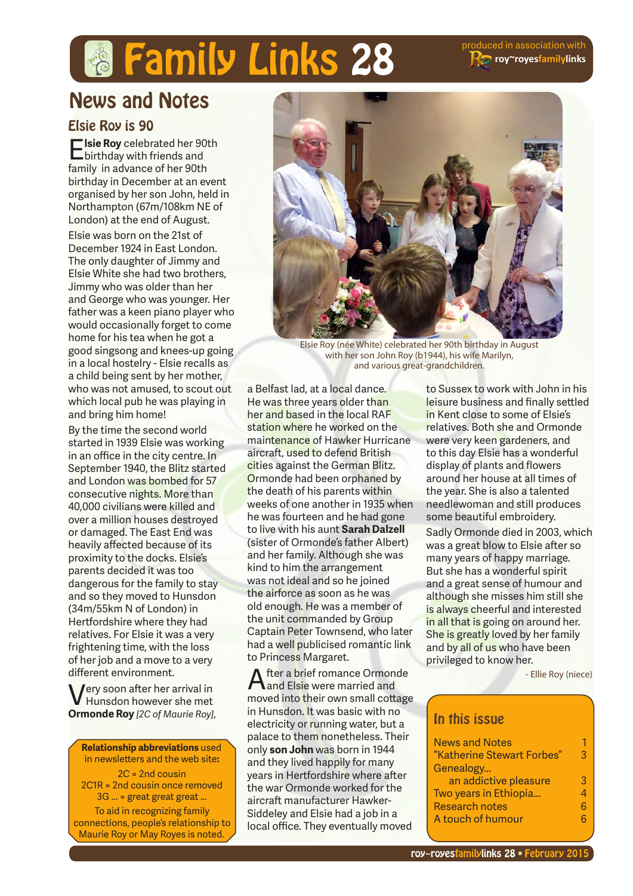# Family Links 28

produced in association with roy~royesfamilylinks

## News and Notes

### Elsie Roy is 90

**Elsie Roy** celebrated her 90th birthday with friends and family in advance of her 90th birthday in December at an event organised by her son John, held in Northampton (67m/108km NE of London) at the end of August.

Elsie was born on the 21st of December 1924 in East London. The only daughter of Jimmy and Elsie White she had two brothers, Jimmy who was older than her and George who was younger. Her father was a keen piano player who would occasionally forget to come home for his tea when he got a good singsong and knees-up going in a local hostelry - Elsie recalls as a child being sent by her mother, who was not amused, to scout out which local pub he was playing in and bring him home!

By the time the second world started in 1939 Elsie was working in an office in the city centre. In September 1940, the Blitz started and London was bombed for 57 consecutive nights. More than 40,000 civilians were killed and over a million houses destroyed or damaged. The East End was heavily affected because of its proximity to the docks. Elsie's parents decided it was too dangerous for the family to stay and so they moved to Hunsdon (34m/55km N of London) in Hertfordshire where they had relatives. For Elsie it was a very frightening time, with the loss of her job and a move to a very different environment.

Very soon after her arrival in Hunsdon however she met **Ormonde Roy** *[2C of Maurie Roy]*, a Belfast lad, at a local dance. He was three years older than her and based in the local RAF station where he worked on the maintenance of Hawker Hurricane aircraft, used to defend British cities against the German Blitz. Ormonde had been orphaned by the death of his parents within weeks of one another in 1935 when he was fourteen and he had gone to live with his aunt **Sarah Dalzell** (sister of Ormonde's father Albert) and her family. Although she was kind to him the arrangement was not ideal and so he joined the airforce as soon as he was old enough. He was a member of the unit commanded by Group Captain Peter Townsend, who later had a well publicised romantic link to Princess Margaret.

After a brief romance Ormonde and Elsie were married and moved into their own small cottage in Hunsdon. It was basic with no electricity or running water, but a palace to them nonetheless. Their only **son John** was born in 1944 and they lived happily for many years in Hertfordshire where after the war Ormonde worked for the aircraft manufacturer Hawker-Siddeley and Elsie had a job in a local office. They eventually moved to Sussex to work with John in his leisure business and finally settled in Kent close to some of Elsie's relatives. Both she and Ormonde were very keen gardeners, and to this day Elsie has a wonderful display of plants and flowers around her house at all times of the year. She is also a talented needlewoman and still produces some beautiful embroidery.

Sadly Ormonde died in 2003, which was a great blow to Elsie after so many years of happy marriage. But she has a wonderful spirit and a great sense of humour and although she misses him still she is always cheerful and interested in all that is going on around her. She is greatly loved by her family and by all of us who have been privileged to know her.

- Ellie Roy (niece)

Elsie Roy (née White) celebrated her 90th birthday in August with her son John Roy (b1944), his wife Marilyn, and various great-grandchildren.

**Relationship abbreviations** used in newsletters and the web site:

2C = 2nd cousin
2C1R = 2nd cousin once removed
3G ... = great great great ...

To aid in recognizing family connections, people's relationship to Maurie Roy or May Royes is noted.

### In this issue

| | |
|---|---|
| News and Notes | 1 |
| "Katherine Stewart Forbes" | 3 |
| Genealogy... an addictive pleasure | 3 |
| Two years in Ethiopia... | 4 |
| Research notes | 6 |
| A touch of humour | 6 |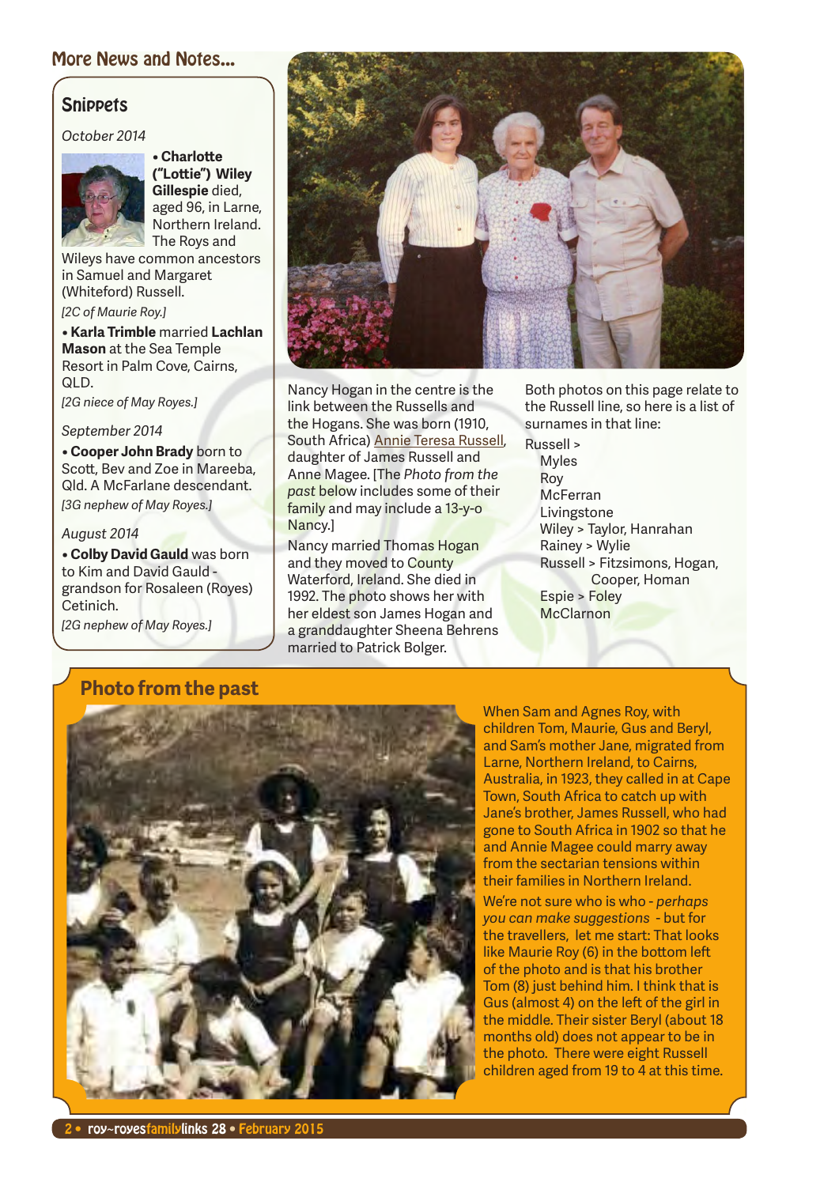## More News and Notes...

### Snippets

*October 2014*

• **Charlotte ("Lottie") Wiley Gillespie** died, aged 96, in Larne, Northern Ireland. The Roys and Wileys have common ancestors in Samuel and Margaret (Whiteford) Russell.

*[2C of Maurie Roy.]*

• **Karla Trimble** married **Lachlan Mason** at the Sea Temple Resort in Palm Cove, Cairns, QLD.

*[2G niece of May Royes.]*

*September 2014*

• **Cooper John Brady** born to Scott, Bev and Zoe in Mareeba, Qld. A McFarlane descendant.

*[3G nephew of May Royes.]*

*August 2014*

• **Colby David Gauld** was born to Kim and David Gauld - grandson for Rosaleen (Royes) Cetinich.

*[2G nephew of May Royes.]*

Nancy Hogan in the centre is the link between the Russells and the Hogans. She was born (1910, South Africa) Annie Teresa Russell, daughter of James Russell and Anne Magee. [The *Photo from the past* below includes some of their family and may include a 13-y-o Nancy.]

Nancy married Thomas Hogan and they moved to County Waterford, Ireland. She died in 1992. The photo shows her with her eldest son James Hogan and a granddaughter Sheena Behrens married to Patrick Bolger.

Both photos on this page relate to the Russell line, so here is a list of surnames in that line:

Russell >
- Myles
- Roy
- McFerran
- Livingstone
- Wiley > Taylor, Hanrahan
- Rainey > Wylie
- Russell > Fitzsimons, Hogan, Cooper, Homan
- Espie > Foley
- McClarnon

## Photo from the past

When Sam and Agnes Roy, with children Tom, Maurie, Gus and Beryl, and Sam's mother Jane, migrated from Larne, Northern Ireland, to Cairns, Australia, in 1923, they called in at Cape Town, South Africa to catch up with Jane's brother, James Russell, who had gone to South Africa in 1902 so that he and Annie Magee could marry away from the sectarian tensions within their families in Northern Ireland.

We're not sure who is who - *perhaps you can make suggestions* - but for the travellers, let me start: That looks like Maurie Roy (6) in the bottom left of the photo and is that his brother Tom (8) just behind him. I think that is Gus (almost 4) on the left of the girl in the middle. Their sister Beryl (about 18 months old) does not appear to be in the photo. There were eight Russell children aged from 19 to 4 at this time.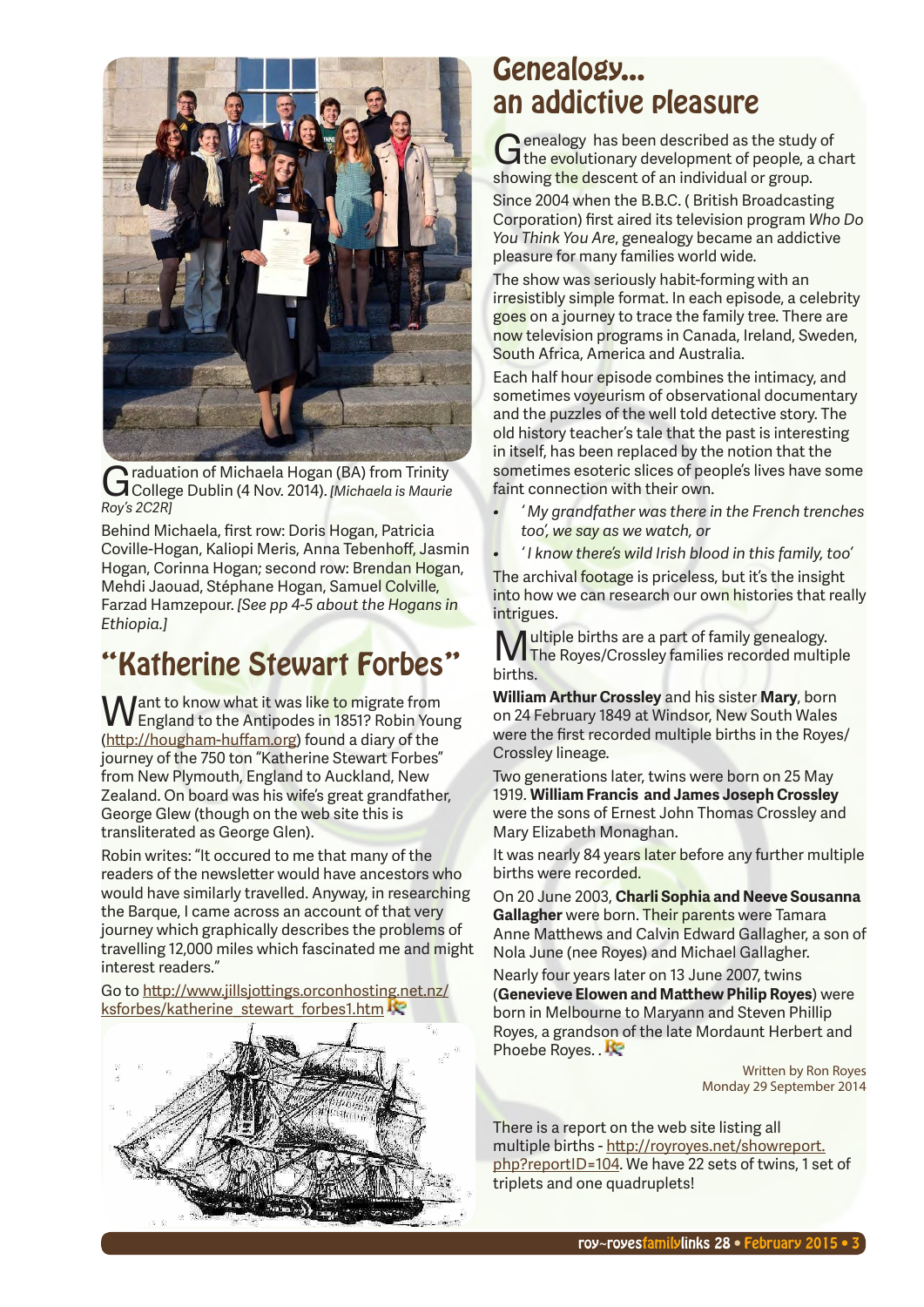Graduation of Michaela Hogan (BA) from Trinity College Dublin (4 Nov. 2014). *[Michaela is Maurie Roy's 2C2R]*

Behind Michaela, first row: Doris Hogan, Patricia Coville-Hogan, Kaliopi Meris, Anna Tebenhoff, Jasmin Hogan, Corinna Hogan; second row: Brendan Hogan, Mehdi Jaouad, Stéphane Hogan, Samuel Colville, Farzad Hamzepour. *[See pp 4-5 about the Hogans in Ethiopia.]*

## "Katherine Stewart Forbes"

Want to know what it was like to migrate from England to the Antipodes in 1851? Robin Young (http://hougham-huffam.org) found a diary of the journey of the 750 ton "Katherine Stewart Forbes" from New Plymouth, England to Auckland, New Zealand. On board was his wife's great grandfather, George Glew (though on the web site this is transliterated as George Glen).

Robin writes: "It occured to me that many of the readers of the newsletter would have ancestors who would have similarly travelled. Anyway, in researching the Barque, I came across an account of that very journey which graphically describes the problems of travelling 12,000 miles which fascinated me and might interest readers."

Go to http://www.jillsjottings.orconhosting.net.nz/ksforbes/katherine_stewart_forbes1.htm

## Genealogy... an addictive pleasure

Genealogy has been described as the study of the evolutionary development of people, a chart showing the descent of an individual or group.

Since 2004 when the B.B.C. ( British Broadcasting Corporation) first aired its television program *Who Do You Think You Are*, genealogy became an addictive pleasure for many families world wide.

The show was seriously habit-forming with an irresistibly simple format. In each episode, a celebrity goes on a journey to trace the family tree. There are now television programs in Canada, Ireland, Sweden, South Africa, America and Australia.

Each half hour episode combines the intimacy, and sometimes voyeurism of observational documentary and the puzzles of the well told detective story. The old history teacher's tale that the past is interesting in itself, has been replaced by the notion that the sometimes esoteric slices of people's lives have some faint connection with their own.

- *'My grandfather was there in the French trenches too', we say as we watch, or*
- *'I know there's wild Irish blood in this family, too'*

The archival footage is priceless, but it's the insight into how we can research our own histories that really intrigues.

Multiple births are a part of family genealogy. The Royes/Crossley families recorded multiple births.

**William Arthur Crossley** and his sister **Mary**, born on 24 February 1849 at Windsor, New South Wales were the first recorded multiple births in the Royes/ Crossley lineage.

Two generations later, twins were born on 25 May 1919. **William Francis and James Joseph Crossley** were the sons of Ernest John Thomas Crossley and Mary Elizabeth Monaghan.

It was nearly 84 years later before any further multiple births were recorded.

On 20 June 2003, **Charli Sophia and Neeve Sousanna Gallagher** were born. Their parents were Tamara Anne Matthews and Calvin Edward Gallagher, a son of Nola June (nee Royes) and Michael Gallagher.

Nearly four years later on 13 June 2007, twins (**Genevieve Elowen and Matthew Philip Royes**) were born in Melbourne to Maryann and Steven Phillip Royes, a grandson of the late Mordaunt Herbert and Phoebe Royes. .

Written by Ron Royes
Monday 29 September 2014

There is a report on the web site listing all multiple births - http://royroyes.net/showreport.php?reportID=104. We have 22 sets of twins, 1 set of triplets and one quadruplets!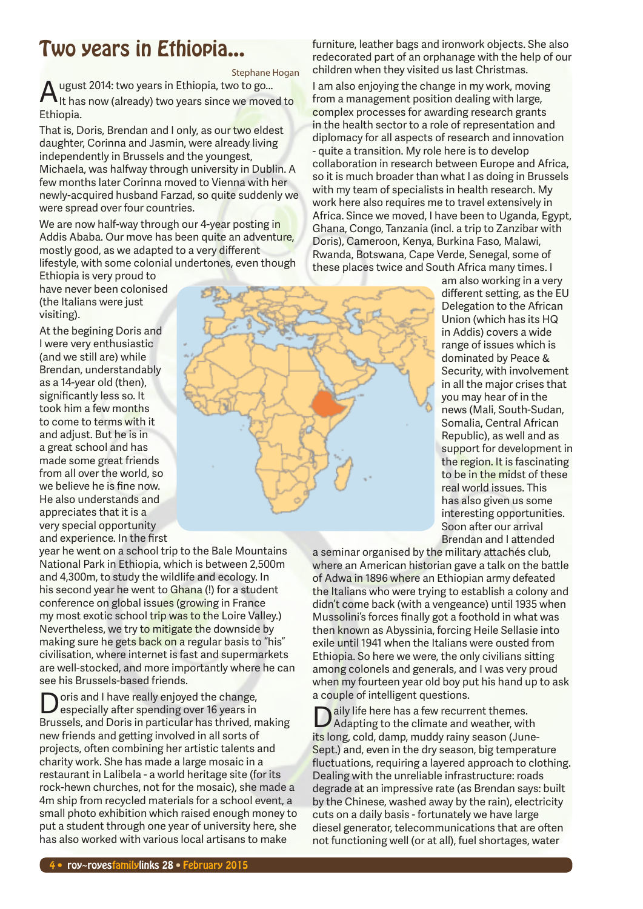# Two years in Ethiopia...

Stephane Hogan

August 2014: two years in Ethiopia, two to go... It has now (already) two years since we moved to Ethiopia.

That is, Doris, Brendan and I only, as our two eldest daughter, Corinna and Jasmin, were already living independently in Brussels and the youngest, Michaela, was halfway through university in Dublin. A few months later Corinna moved to Vienna with her newly-acquired husband Farzad, so quite suddenly we were spread over four countries.

We are now half-way through our 4-year posting in Addis Ababa. Our move has been quite an adventure, mostly good, as we adapted to a very different lifestyle, with some colonial undertones, even though Ethiopia is very proud to have never been colonised (the Italians were just visiting).

At the begining Doris and I were very enthusiastic (and we still are) while Brendan, understandably as a 14-year old (then), significantly less so. It took him a few months to come to terms with it and adjust. But he is in a great school and has made some great friends from all over the world, so we believe he is fine now. He also understands and appreciates that it is a very special opportunity and experience. In the first year he went on a school trip to the Bale Mountains National Park in Ethiopia, which is between 2,500m and 4,300m, to study the wildlife and ecology. In his second year he went to Ghana (!) for a student conference on global issues (growing in France my most exotic school trip was to the Loire Valley.) Nevertheless, we try to mitigate the downside by making sure he gets back on a regular basis to "his" civilisation, where internet is fast and supermarkets are well-stocked, and more importantly where he can see his Brussels-based friends.

Doris and I have really enjoyed the change, especially after spending over 16 years in Brussels, and Doris in particular has thrived, making new friends and getting involved in all sorts of projects, often combining her artistic talents and charity work. She has made a large mosaic in a restaurant in Lalibela - a world heritage site (for its rock-hewn churches, not for the mosaic), she made a 4m ship from recycled materials for a school event, a small photo exhibition which raised enough money to put a student through one year of university here, she has also worked with various local artisans to make furniture, leather bags and ironwork objects. She also redecorated part of an orphanage with the help of our children when they visited us last Christmas.

I am also enjoying the change in my work, moving from a management position dealing with large, complex processes for awarding research grants in the health sector to a role of representation and diplomacy for all aspects of research and innovation - quite a transition. My role here is to develop collaboration in research between Europe and Africa, so it is much broader than what I as doing in Brussels with my team of specialists in health research. My work here also requires me to travel extensively in Africa. Since we moved, I have been to Uganda, Egypt, Ghana, Congo, Tanzania (incl. a trip to Zanzibar with Doris), Cameroon, Kenya, Burkina Faso, Malawi, Rwanda, Botswana, Cape Verde, Senegal, some of these places twice and South Africa many times. I am also working in a very different setting, as the EU Delegation to the African Union (which has its HQ in Addis) covers a wide range of issues which is dominated by Peace & Security, with involvement in all the major crises that you may hear of in the news (Mali, South-Sudan, Somalia, Central African Republic), as well and as support for development in the region. It is fascinating to be in the midst of these real world issues. This has also given us some interesting opportunities. Soon after our arrival Brendan and I attended a seminar organised by the military attachés club, where an American historian gave a talk on the battle of Adwa in 1896 where an Ethiopian army defeated the Italians who were trying to establish a colony and didn't come back (with a vengeance) until 1935 when Mussolini's forces finally got a foothold in what was then known as Abyssinia, forcing Heile Sellasie into exile until 1941 when the Italians were ousted from Ethiopia. So here we were, the only civilians sitting among colonels and generals, and I was very proud when my fourteen year old boy put his hand up to ask a couple of intelligent questions.

Daily life here has a few recurrent themes. Adapting to the climate and weather, with its long, cold, damp, muddy rainy season (June-Sept.) and, even in the dry season, big temperature fluctuations, requiring a layered approach to clothing. Dealing with the unreliable infrastructure: roads degrade at an impressive rate (as Brendan says: built by the Chinese, washed away by the rain), electricity cuts on a daily basis - fortunately we have large diesel generator, telecommunications that are often not functioning well (or at all), fuel shortages, water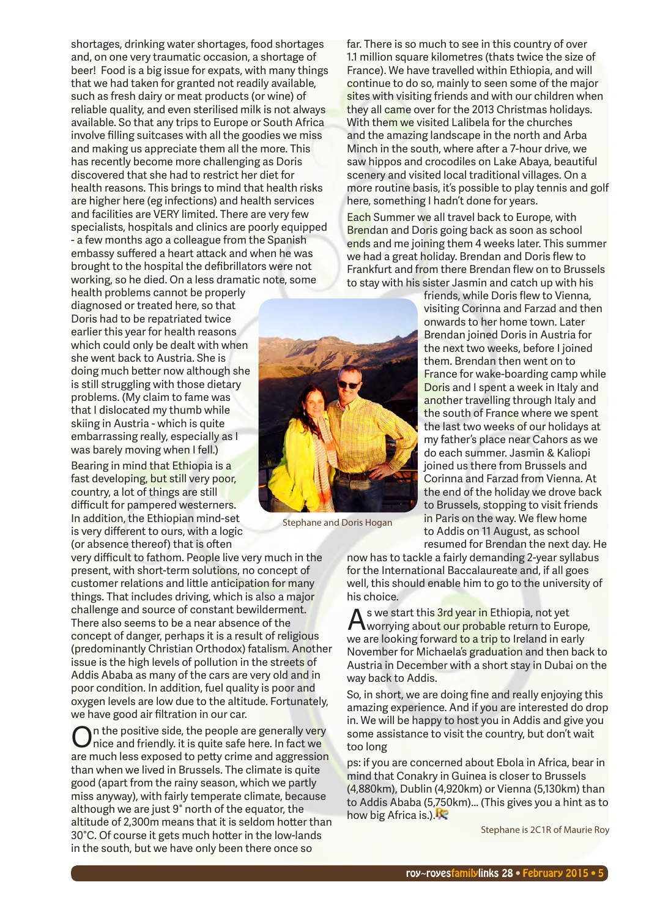shortages, drinking water shortages, food shortages and, on one very traumatic occasion, a shortage of beer! Food is a big issue for expats, with many things that we had taken for granted not readily available, such as fresh dairy or meat products (or wine) of reliable quality, and even sterilised milk is not always available. So that any trips to Europe or South Africa involve filling suitcases with all the goodies we miss and making us appreciate them all the more. This has recently become more challenging as Doris discovered that she had to restrict her diet for health reasons. This brings to mind that health risks are higher here (eg infections) and health services and facilities are VERY limited. There are very few specialists, hospitals and clinics are poorly equipped - a few months ago a colleague from the Spanish embassy suffered a heart attack and when he was brought to the hospital the defibrillators were not working, so he died. On a less dramatic note, some health problems cannot be properly diagnosed or treated here, so that Doris had to be repatriated twice earlier this year for health reasons which could only be dealt with when she went back to Austria. She is doing much better now although she is still struggling with those dietary problems. (My claim to fame was that I dislocated my thumb while skiing in Austria - which is quite embarrassing really, especially as I was barely moving when I fell.)

Bearing in mind that Ethiopia is a fast developing, but still very poor, country, a lot of things are still difficult for pampered westerners. In addition, the Ethiopian mind-set is very different to ours, with a logic (or absence thereof) that is often very difficult to fathom. People live very much in the present, with short-term solutions, no concept of customer relations and little anticipation for many things. That includes driving, which is also a major challenge and source of constant bewilderment. There also seems to be a near absence of the concept of danger, perhaps it is a result of religious (predominantly Christian Orthodox) fatalism. Another issue is the high levels of pollution in the streets of Addis Ababa as many of the cars are very old and in poor condition. In addition, fuel quality is poor and oxygen levels are low due to the altitude. Fortunately, we have good air filtration in our car.

On the positive side, the people are generally very nice and friendly. it is quite safe here. In fact we are much less exposed to petty crime and aggression than when we lived in Brussels. The climate is quite good (apart from the rainy season, which we partly miss anyway), with fairly temperate climate, because although we are just 9˚ north of the equator, the altitude of 2,300m means that it is seldom hotter than 30°C. Of course it gets much hotter in the low-lands in the south, but we have only been there once so far. There is so much to see in this country of over 1.1 million square kilometres (thats twice the size of France). We have travelled within Ethiopia, and will continue to do so, mainly to seen some of the major sites with visiting friends and with our children when they all came over for the 2013 Christmas holidays. With them we visited Lalibela for the churches and the amazing landscape in the north and Arba Minch in the south, where after a 7-hour drive, we saw hippos and crocodiles on Lake Abaya, beautiful scenery and visited local traditional villages. On a more routine basis, it's possible to play tennis and golf here, something I hadn't done for years.

Stephane and Doris Hogan

Each Summer we all travel back to Europe, with Brendan and Doris going back as soon as school ends and me joining them 4 weeks later. This summer we had a great holiday. Brendan and Doris flew to Frankfurt and from there Brendan flew on to Brussels to stay with his sister Jasmin and catch up with his friends, while Doris flew to Vienna, visiting Corinna and Farzad and then onwards to her home town. Later Brendan joined Doris in Austria for the next two weeks, before I joined them. Brendan then went on to France for wake-boarding camp while Doris and I spent a week in Italy and another travelling through Italy and the south of France where we spent the last two weeks of our holidays at my father's place near Cahors as we do each summer. Jasmin & Kaliopi joined us there from Brussels and Corinna and Farzad from Vienna. At the end of the holiday we drove back to Brussels, stopping to visit friends in Paris on the way. We flew home to Addis on 11 August, as school resumed for Brendan the next day. He now has to tackle a fairly demanding 2-year syllabus for the International Baccalaureate and, if all goes well, this should enable him to go to the university of his choice.

As we start this 3rd year in Ethiopia, not yet worrying about our probable return to Europe, we are looking forward to a trip to Ireland in early November for Michaela's graduation and then back to Austria in December with a short stay in Dubai on the way back to Addis.

So, in short, we are doing fine and really enjoying this amazing experience. And if you are interested do drop in. We will be happy to host you in Addis and give you some assistance to visit the country, but don't wait too long

ps: if you are concerned about Ebola in Africa, bear in mind that Conakry in Guinea is closer to Brussels (4,880km), Dublin (4,920km) or Vienna (5,130km) than to Addis Ababa (5,750km)... (This gives you a hint as to how big Africa is.)

Stephane is 2C1R of Maurie Roy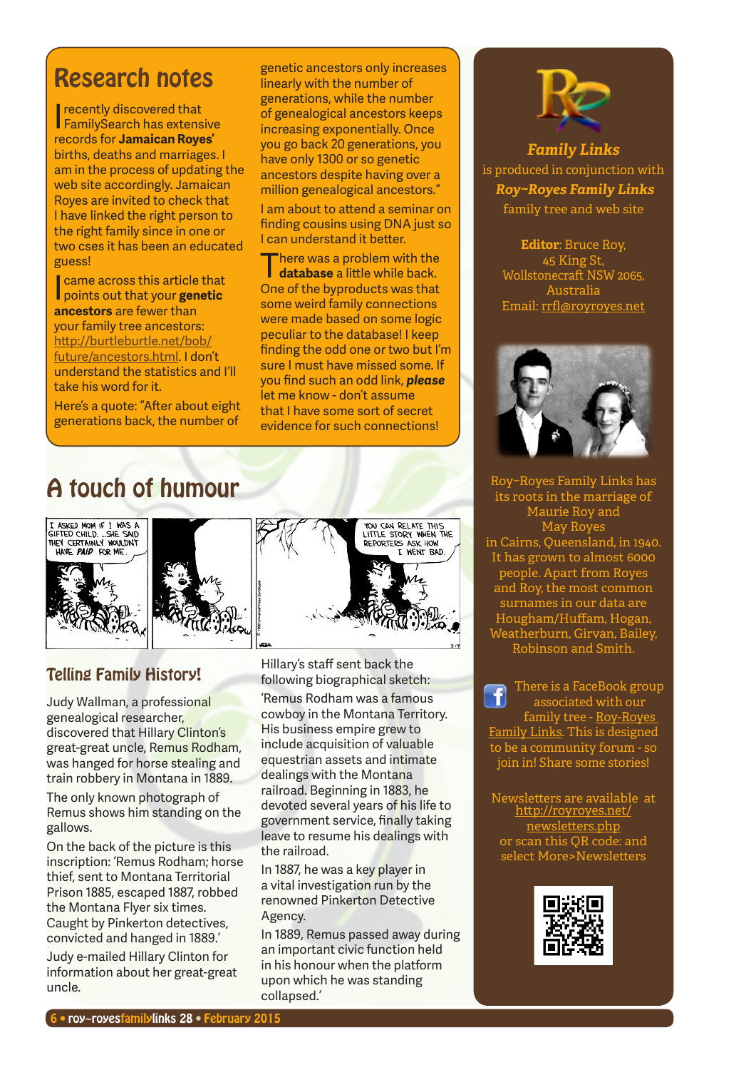## Research notes

I recently discovered that FamilySearch has extensive records for **Jamaican Royes'** births, deaths and marriages. I am in the process of updating the web site accordingly. Jamaican Royes are invited to check that I have linked the right person to the right family since in one or two cses it has been an educated guess!

I came across this article that points out that your **genetic ancestors** are fewer than your family tree ancestors: http://burtleburtle.net/bob/future/ancestors.html. I don't understand the statistics and I'll take his word for it.

Here's a quote: "After about eight generations back, the number of genetic ancestors only increases linearly with the number of generations, while the number of genealogical ancestors keeps increasing exponentially. Once you go back 20 generations, you have only 1300 or so genetic ancestors despite having over a million genealogical ancestors."

I am about to attend a seminar on finding cousins using DNA just so I can understand it better.

There was a problem with the **database** a little while back. One of the byproducts was that some weird family connections were made based on some logic peculiar to the database! I keep finding the odd one or two but I'm sure I must have missed some. If you find such an odd link, ***please*** let me know - don't assume that I have some sort of secret evidence for such connections!

## A touch of humour

### Telling Family History!

Judy Wallman, a professional genealogical researcher, discovered that Hillary Clinton's great-great uncle, Remus Rodham, was hanged for horse stealing and train robbery in Montana in 1889.

The only known photograph of Remus shows him standing on the gallows.

On the back of the picture is this inscription: 'Remus Rodham; horse thief, sent to Montana Territorial Prison 1885, escaped 1887, robbed the Montana Flyer six times. Caught by Pinkerton detectives, convicted and hanged in 1889.'

Judy e-mailed Hillary Clinton for information about her great-great uncle.

Hillary's staff sent back the following biographical sketch:

'Remus Rodham was a famous cowboy in the Montana Territory. His business empire grew to include acquisition of valuable equestrian assets and intimate dealings with the Montana railroad. Beginning in 1883, he devoted several years of his life to government service, finally taking leave to resume his dealings with the railroad.

In 1887, he was a key player in a vital investigation run by the renowned Pinkerton Detective Agency.

In 1889, Remus passed away during an important civic function held in his honour when the platform upon which he was standing collapsed.'

***Family Links***

is produced in conjunction with

***Roy~Royes Family Links***

family tree and web site

**Editor**: Bruce Roy,
45 King St,
Wollstonecraft NSW 2065,
Australia
Email: rrfl@royroyes.net

Roy~Royes Family Links has its roots in the marriage of Maurie Roy and May Royes in Cairns, Queensland, in 1940. It has grown to almost 6000 people. Apart from Royes and Roy, the most common surnames in our data are Hougham/Huffam, Hogan, Weatherburn, Girvan, Bailey, Robinson and Smith.

There is a FaceBook group associated with our family tree - Roy-Royes Family Links. This is designed to be a community forum - so join in! Share some stories!

Newsletters are available at http://royroyes.net/newsletters.php or scan this QR code: and select More>Newsletters